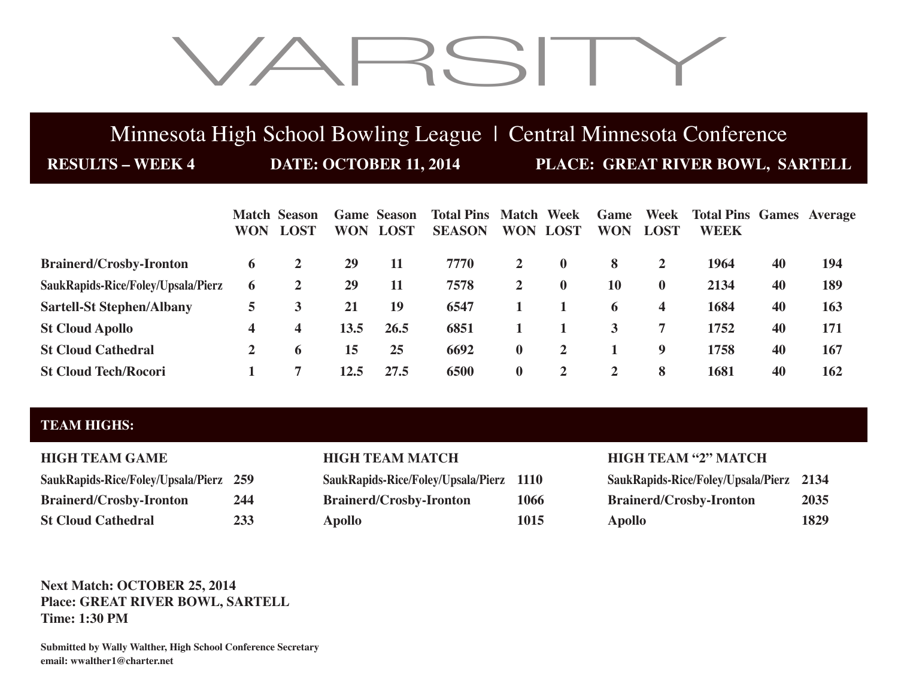# VARSITY

## Minnesota High School Bowling League | Central Minnesota Conference

**RESULTS – WEEK 4** **DATE: OCTOBER 11, 2014** **PLACE: GREAT RIVER BOWL, SARTELL**

| | Match WON | Season LOST | Game WON | Season LOST | Total Pins SEASON | Match WON | Week LOST | Game WON | Week LOST | Total Pins WEEK | Games | Average |
|---|---|---|---|---|---|---|---|---|---|---|---|---|
| **Brainerd/Crosby-Ironton** | 6 | 2 | 29 | 11 | 7770 | 2 | 0 | 8 | 2 | 1964 | 40 | 194 |
| **SaukRapids-Rice/Foley/Upsala/Pierz** | 6 | 2 | 29 | 11 | 7578 | 2 | 0 | 10 | 0 | 2134 | 40 | 189 |
| **Sartell-St Stephen/Albany** | 5 | 3 | 21 | 19 | 6547 | 1 | 1 | 6 | 4 | 1684 | 40 | 163 |
| **St Cloud Apollo** | 4 | 4 | 13.5 | 26.5 | 6851 | 1 | 1 | 3 | 7 | 1752 | 40 | 171 |
| **St Cloud Cathedral** | 2 | 6 | 15 | 25 | 6692 | 0 | 2 | 1 | 9 | 1758 | 40 | 167 |
| **St Cloud Tech/Rocori** | 1 | 7 | 12.5 | 27.5 | 6500 | 0 | 2 | 2 | 8 | 1681 | 40 | 162 |

## TEAM HIGHS:

**HIGH TEAM GAME**

| Team | Score |
|---|---|
| SaukRapids-Rice/Foley/Upsala/Pierz | 259 |
| Brainerd/Crosby-Ironton | 244 |
| St Cloud Cathedral | 233 |

**HIGH TEAM MATCH**

| Team | Score |
|---|---|
| SaukRapids-Rice/Foley/Upsala/Pierz | 1110 |
| Brainerd/Crosby-Ironton | 1066 |
| Apollo | 1015 |

**HIGH TEAM "2" MATCH**

| Team | Score |
|---|---|
| SaukRapids-Rice/Foley/Upsala/Pierz | 2134 |
| Brainerd/Crosby-Ironton | 2035 |
| Apollo | 1829 |

**Next Match: OCTOBER 25, 2014**
**Place: GREAT RIVER BOWL, SARTELL**
**Time: 1:30 PM**

**Submitted by Wally Walther, High School Conference Secretary**
**email: wwalther1@charter.net**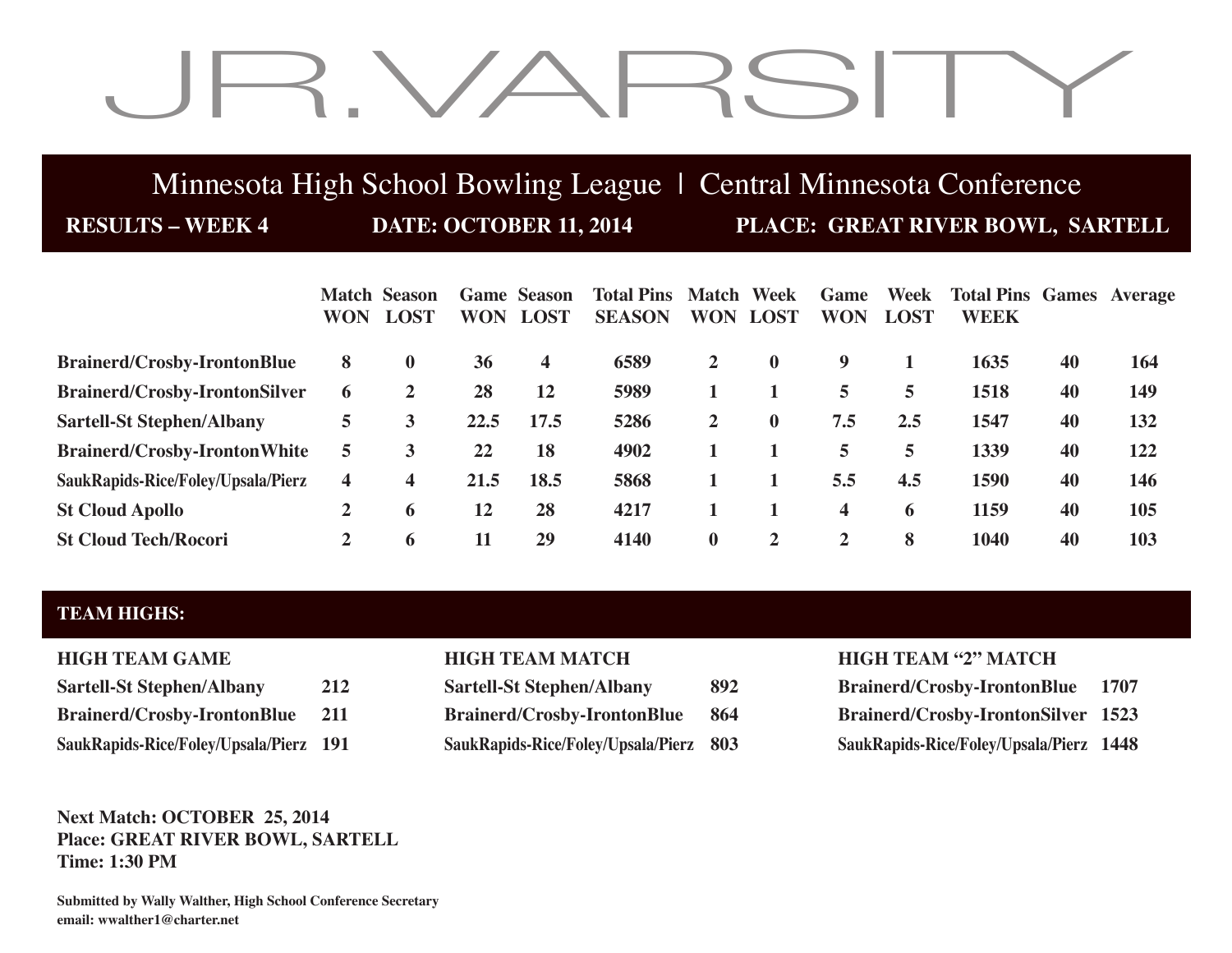# JR.VARSITY

## Minnesota High School Bowling League | Central Minnesota Conference

**RESULTS – WEEK 4** **DATE: OCTOBER 11, 2014** **PLACE: GREAT RIVER BOWL, SARTELL**

| | Match WON | Season LOST | Game WON | Season LOST | Total Pins SEASON | Match WON | Week LOST | Game WON | Week LOST | Total Pins WEEK | Games | Average |
|---|---|---|---|---|---|---|---|---|---|---|---|---|
| **Brainerd/Crosby-IrontonBlue** | 8 | 0 | 36 | 4 | 6589 | 2 | 0 | 9 | 1 | 1635 | 40 | 164 |
| **Brainerd/Crosby-IrontonSilver** | 6 | 2 | 28 | 12 | 5989 | 1 | 1 | 5 | 5 | 1518 | 40 | 149 |
| **Sartell-St Stephen/Albany** | 5 | 3 | 22.5 | 17.5 | 5286 | 2 | 0 | 7.5 | 2.5 | 1547 | 40 | 132 |
| **Brainerd/Crosby-IrontonWhite** | 5 | 3 | 22 | 18 | 4902 | 1 | 1 | 5 | 5 | 1339 | 40 | 122 |
| **SaukRapids-Rice/Foley/Upsala/Pierz** | 4 | 4 | 21.5 | 18.5 | 5868 | 1 | 1 | 5.5 | 4.5 | 1590 | 40 | 146 |
| **St Cloud Apollo** | 2 | 6 | 12 | 28 | 4217 | 1 | 1 | 4 | 6 | 1159 | 40 | 105 |
| **St Cloud Tech/Rocori** | 2 | 6 | 11 | 29 | 4140 | 0 | 2 | 2 | 8 | 1040 | 40 | 103 |

## TEAM HIGHS:

**HIGH TEAM GAME**

| | |
|---|---|
| Sartell-St Stephen/Albany | 212 |
| Brainerd/Crosby-IrontonBlue | 211 |
| SaukRapids-Rice/Foley/Upsala/Pierz | 191 |

**HIGH TEAM MATCH**

| | |
|---|---|
| Sartell-St Stephen/Albany | 892 |
| Brainerd/Crosby-IrontonBlue | 864 |
| SaukRapids-Rice/Foley/Upsala/Pierz | 803 |

**HIGH TEAM "2" MATCH**

| | |
|---|---|
| Brainerd/Crosby-IrontonBlue | 1707 |
| Brainerd/Crosby-IrontonSilver | 1523 |
| SaukRapids-Rice/Foley/Upsala/Pierz | 1448 |

**Next Match: OCTOBER 25, 2014**
**Place: GREAT RIVER BOWL, SARTELL**
**Time: 1:30 PM**

**Submitted by Wally Walther, High School Conference Secretary**
**email: wwalther1@charter.net**